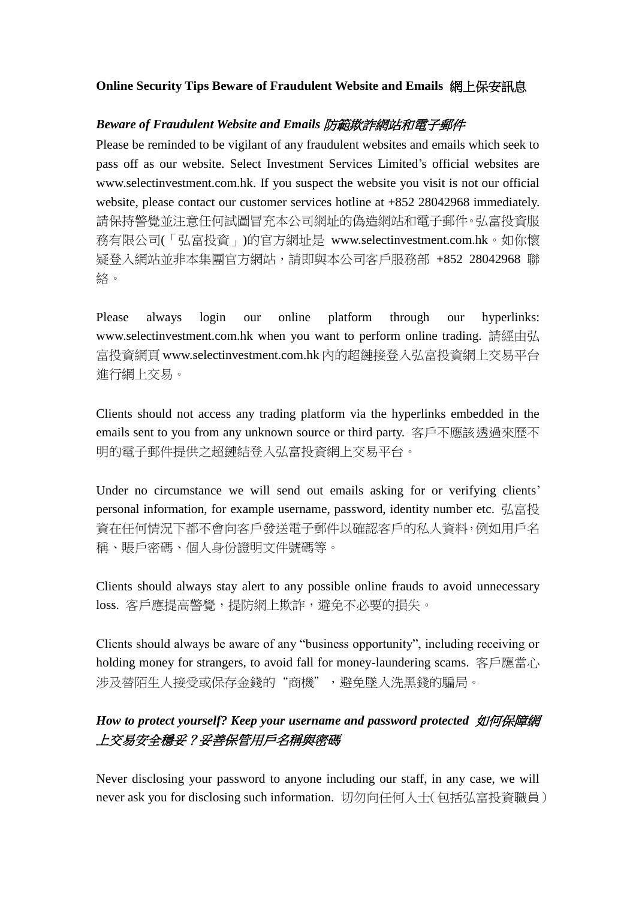**Online Security Tips Beware of Fraudulent Website and Emails 網上保安訊息**

***Beware of Fraudulent Website and Emails 防範欺詐網站和電子郵件***

Please be reminded to be vigilant of any fraudulent websites and emails which seek to pass off as our website. Select Investment Services Limited's official websites are www.selectinvestment.com.hk. If you suspect the website you visit is not our official website, please contact our customer services hotline at +852 28042968 immediately. 請保持警覺並注意任何試圖冒充本公司網址的偽造網站和電子郵件。弘富投資服務有限公司(「弘富投資」)的官方網址是 www.selectinvestment.com.hk。如你懷疑登入網站並非本集團官方網站，請即與本公司客戶服務部 +852 28042968 聯絡。

Please always login our online platform through our hyperlinks: www.selectinvestment.com.hk when you want to perform online trading. 請經由弘富投資網頁 www.selectinvestment.com.hk 內的超鏈接登入弘富投資網上交易平台進行網上交易。

Clients should not access any trading platform via the hyperlinks embedded in the emails sent to you from any unknown source or third party. 客戶不應該透過來歷不明的電子郵件提供之超鏈結登入弘富投資網上交易平台。

Under no circumstance we will send out emails asking for or verifying clients' personal information, for example username, password, identity number etc. 弘富投資在任何情況下都不會向客戶發送電子郵件以確認客戶的私人資料，例如用戶名稱、賬戶密碼、個人身份證明文件號碼等。

Clients should always stay alert to any possible online frauds to avoid unnecessary loss. 客戶應提高警覺，提防網上欺詐，避免不必要的損失。

Clients should always be aware of any "business opportunity", including receiving or holding money for strangers, to avoid fall for money-laundering scams. 客戶應當心涉及替陌生人接受或保存金錢的"商機"，避免墜入洗黑錢的騙局。

***How to protect yourself? Keep your username and password protected 如何保障網上交易安全穩妥？妥善保管用戶名稱與密碼***

Never disclosing your password to anyone including our staff, in any case, we will never ask you for disclosing such information. 切勿向任何人士(包括弘富投資職員)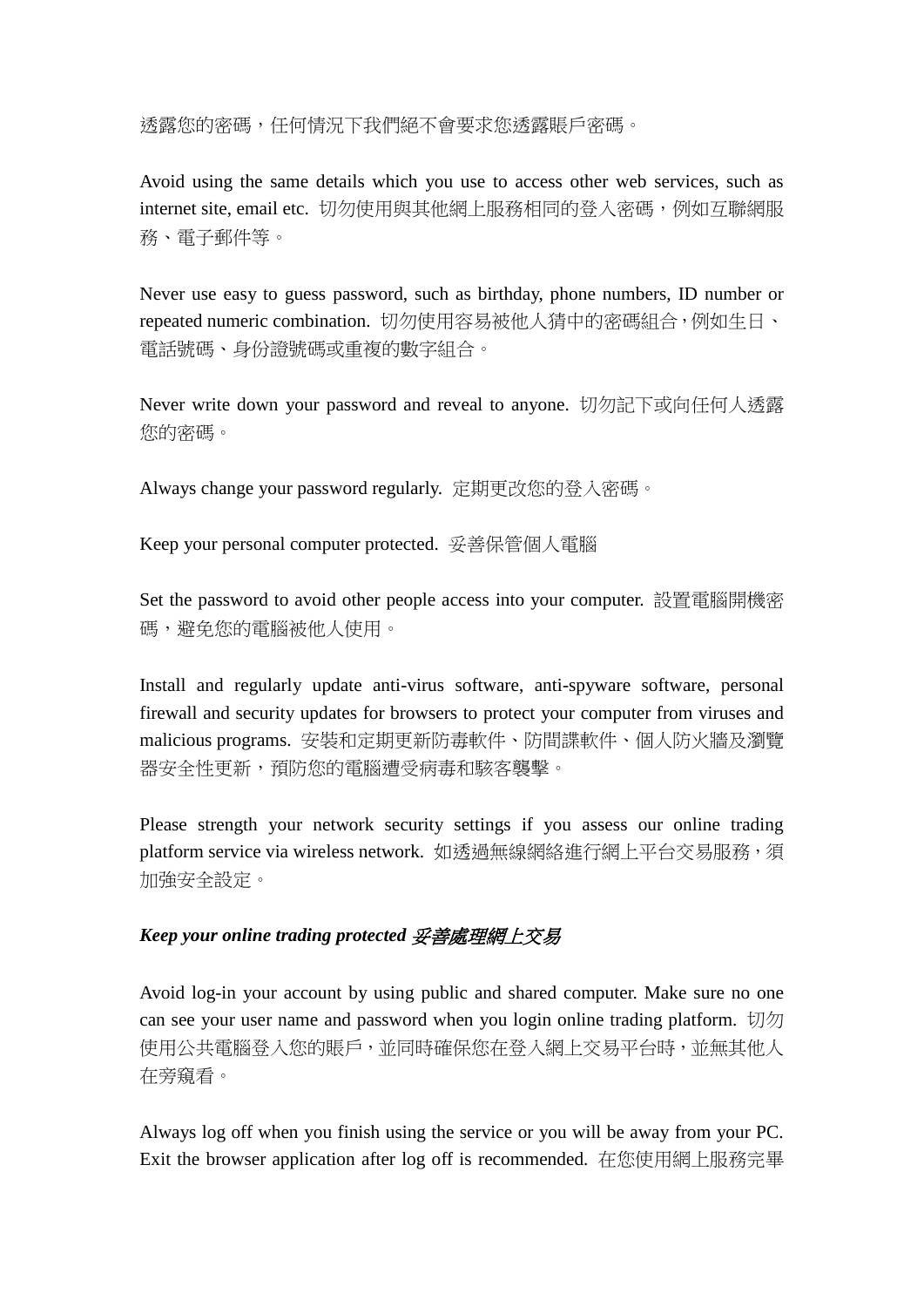透露您的密碼，任何情況下我們絕不會要求您透露賬戶密碼。

Avoid using the same details which you use to access other web services, such as internet site, email etc. 切勿使用與其他網上服務相同的登入密碼，例如互聯網服務、電子郵件等。

Never use easy to guess password, such as birthday, phone numbers, ID number or repeated numeric combination. 切勿使用容易被他人猜中的密碼組合，例如生日、電話號碼、身份證號碼或重複的數字組合。

Never write down your password and reveal to anyone. 切勿記下或向任何人透露您的密碼。

Always change your password regularly. 定期更改您的登入密碼。

Keep your personal computer protected. 妥善保管個人電腦

Set the password to avoid other people access into your computer. 設置電腦開機密碼，避免您的電腦被他人使用。

Install and regularly update anti-virus software, anti-spyware software, personal firewall and security updates for browsers to protect your computer from viruses and malicious programs. 安裝和定期更新防毒軟件、防間諜軟件、個人防火牆及瀏覽器安全性更新，預防您的電腦遭受病毒和駭客襲擊。

Please strength your network security settings if you assess our online trading platform service via wireless network. 如透過無線網絡進行網上平台交易服務，須加強安全設定。

***Keep your online trading protected 妥善處理網上交易***

Avoid log-in your account by using public and shared computer. Make sure no one can see your user name and password when you login online trading platform. 切勿使用公共電腦登入您的賬戶，並同時確保您在登入網上交易平台時，並無其他人在旁窺看。

Always log off when you finish using the service or you will be away from your PC. Exit the browser application after log off is recommended. 在您使用網上服務完畢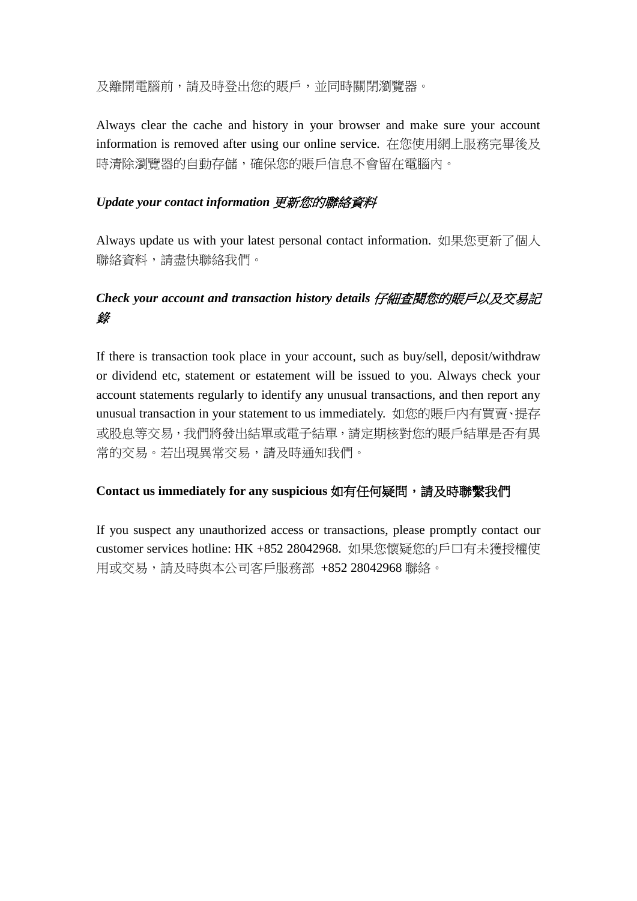及離開電腦前，請及時登出您的賬戶，並同時關閉瀏覽器。

Always clear the cache and history in your browser and make sure your account information is removed after using our online service. 在您使用網上服務完畢後及時清除瀏覽器的自動存儲，確保您的賬戶信息不會留在電腦內。

***Update your contact information 更新您的聯絡資料***

Always update us with your latest personal contact information. 如果您更新了個人聯絡資料，請盡快聯絡我們。

***Check your account and transaction history details 仔細查閱您的賬戶以及交易記錄***

If there is transaction took place in your account, such as buy/sell, deposit/withdraw or dividend etc, statement or estatement will be issued to you. Always check your account statements regularly to identify any unusual transactions, and then report any unusual transaction in your statement to us immediately. 如您的賬戶內有買賣、提存或股息等交易，我們將發出結單或電子結單，請定期核對您的賬戶結單是否有異常的交易。若出現異常交易，請及時通知我們。

**Contact us immediately for any suspicious 如有任何疑問，請及時聯繫我們**

If you suspect any unauthorized access or transactions, please promptly contact our customer services hotline: HK +852 28042968. 如果您懷疑您的戶口有未獲授權使用或交易，請及時與本公司客戶服務部 +852 28042968 聯絡。